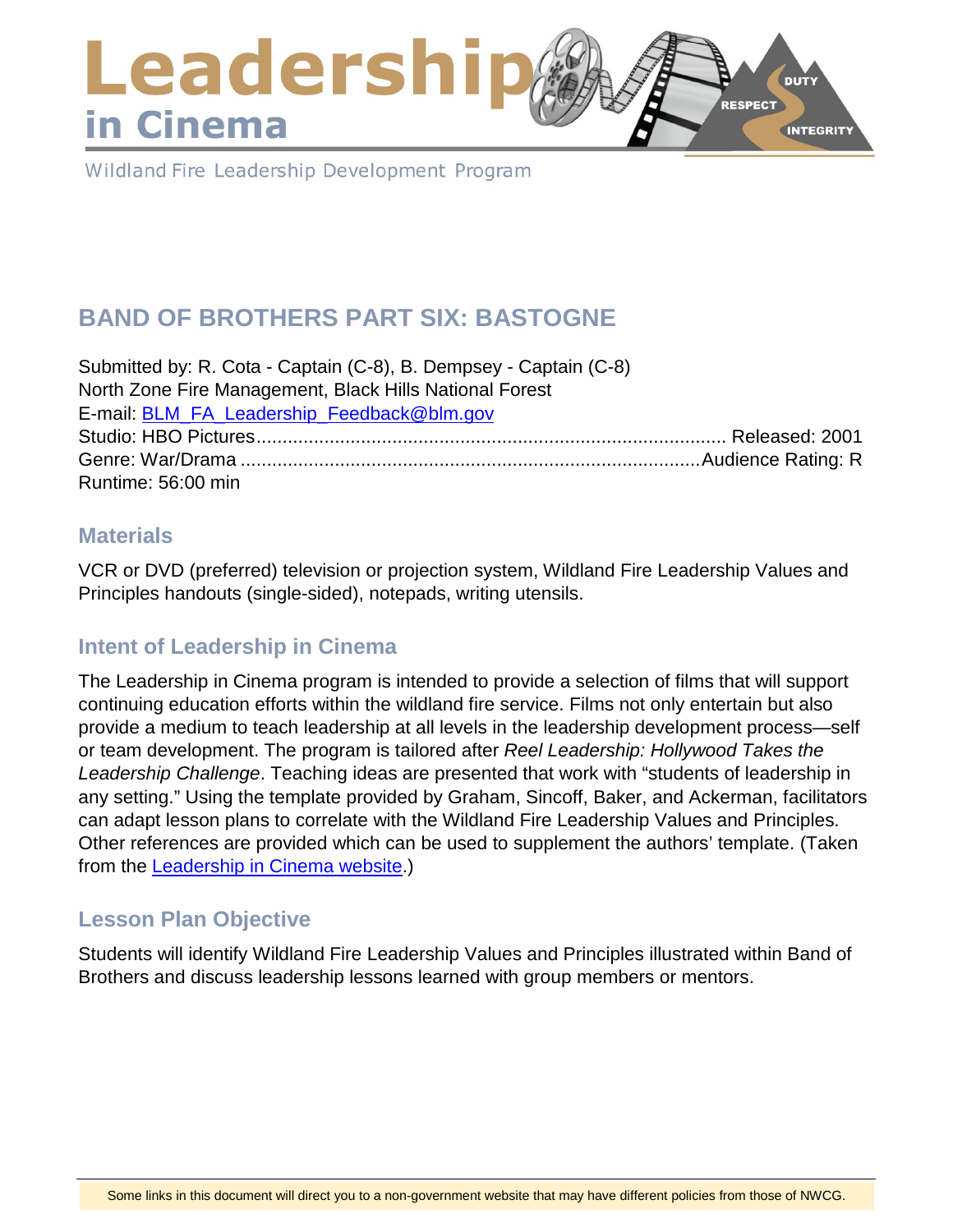# Leadership in Cinema

Wildland Fire Leadership Development Program

## BAND OF BROTHERS PART SIX: BASTOGNE

Submitted by: R. Cota - Captain (C-8), B. Dempsey - Captain (C-8)
North Zone Fire Management, Black Hills National Forest
E-mail: [BLM_FA_Leadership_Feedback@blm.gov](mailto:BLM_FA_Leadership_Feedback@blm.gov)
Studio: HBO Pictures........................................................................................ Released: 2001
Genre: War/Drama ......................................................................................Audience Rating: R
Runtime: 56:00 min

### Materials

VCR or DVD (preferred) television or projection system, Wildland Fire Leadership Values and Principles handouts (single-sided), notepads, writing utensils.

### Intent of Leadership in Cinema

The Leadership in Cinema program is intended to provide a selection of films that will support continuing education efforts within the wildland fire service. Films not only entertain but also provide a medium to teach leadership at all levels in the leadership development process—self or team development. The program is tailored after *Reel Leadership: Hollywood Takes the Leadership Challenge*. Teaching ideas are presented that work with "students of leadership in any setting." Using the template provided by Graham, Sincoff, Baker, and Ackerman, facilitators can adapt lesson plans to correlate with the Wildland Fire Leadership Values and Principles. Other references are provided which can be used to supplement the authors' template. (Taken from the [Leadership in Cinema website](#).)

### Lesson Plan Objective

Students will identify Wildland Fire Leadership Values and Principles illustrated within Band of Brothers and discuss leadership lessons learned with group members or mentors.

Some links in this document will direct you to a non-government website that may have different policies from those of NWCG.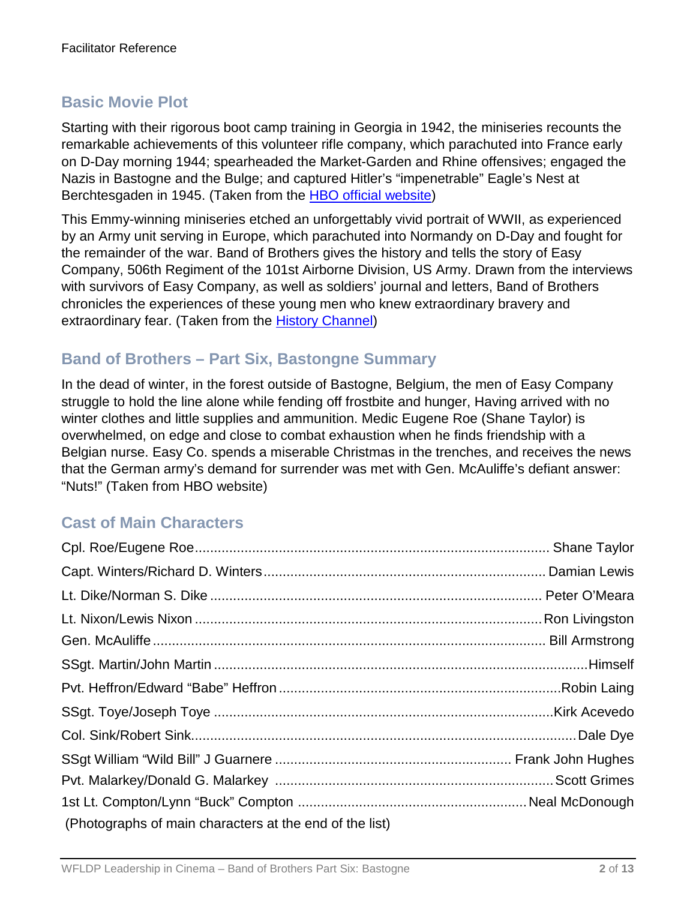Facilitator Reference

## Basic Movie Plot

Starting with their rigorous boot camp training in Georgia in 1942, the miniseries recounts the remarkable achievements of this volunteer rifle company, which parachuted into France early on D-Day morning 1944; spearheaded the Market-Garden and Rhine offensives; engaged the Nazis in Bastogne and the Bulge; and captured Hitler's "impenetrable" Eagle's Nest at Berchtesgaden in 1945. (Taken from the HBO official website)

This Emmy-winning miniseries etched an unforgettably vivid portrait of WWII, as experienced by an Army unit serving in Europe, which parachuted into Normandy on D-Day and fought for the remainder of the war. Band of Brothers gives the history and tells the story of Easy Company, 506th Regiment of the 101st Airborne Division, US Army. Drawn from the interviews with survivors of Easy Company, as well as soldiers' journal and letters, Band of Brothers chronicles the experiences of these young men who knew extraordinary bravery and extraordinary fear. (Taken from the History Channel)

## Band of Brothers – Part Six, Bastongne Summary

In the dead of winter, in the forest outside of Bastogne, Belgium, the men of Easy Company struggle to hold the line alone while fending off frostbite and hunger, Having arrived with no winter clothes and little supplies and ammunition. Medic Eugene Roe (Shane Taylor) is overwhelmed, on edge and close to combat exhaustion when he finds friendship with a Belgian nurse. Easy Co. spends a miserable Christmas in the trenches, and receives the news that the German army's demand for surrender was met with Gen. McAuliffe's defiant answer: "Nuts!" (Taken from HBO website)

## Cast of Main Characters

Cpl. Roe/Eugene Roe............ Shane Taylor

Capt. Winters/Richard D. Winters............ Damian Lewis

Lt. Dike/Norman S. Dike............ Peter O'Meara

Lt. Nixon/Lewis Nixon............ Ron Livingston

Gen. McAuliffe............ Bill Armstrong

SSgt. Martin/John Martin............ Himself

Pvt. Heffron/Edward "Babe" Heffron............ Robin Laing

SSgt. Toye/Joseph Toye............ Kirk Acevedo

Col. Sink/Robert Sink............ Dale Dye

SSgt William "Wild Bill" J Guarnere............ Frank John Hughes

Pvt. Malarkey/Donald G. Malarkey............ Scott Grimes

1st Lt. Compton/Lynn "Buck" Compton............ Neal McDonough

(Photographs of main characters at the end of the list)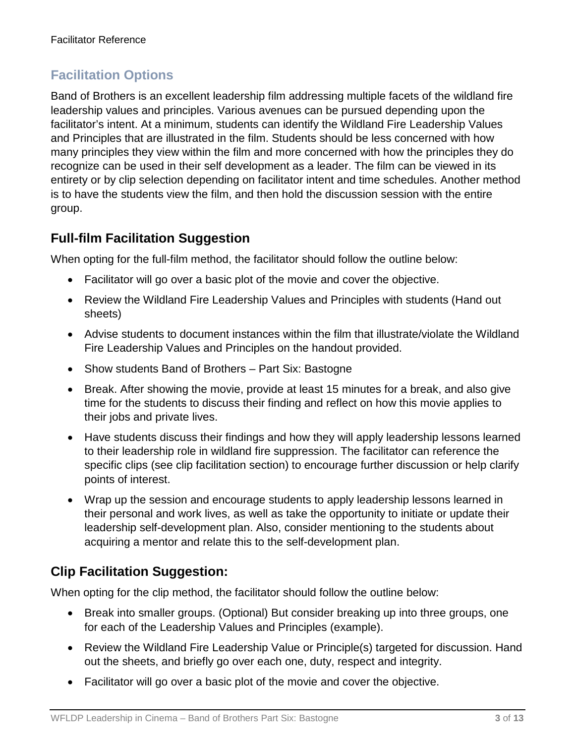## Facilitation Options

Band of Brothers is an excellent leadership film addressing multiple facets of the wildland fire leadership values and principles. Various avenues can be pursued depending upon the facilitator's intent. At a minimum, students can identify the Wildland Fire Leadership Values and Principles that are illustrated in the film. Students should be less concerned with how many principles they view within the film and more concerned with how the principles they do recognize can be used in their self development as a leader. The film can be viewed in its entirety or by clip selection depending on facilitator intent and time schedules. Another method is to have the students view the film, and then hold the discussion session with the entire group.

### Full-film Facilitation Suggestion

When opting for the full-film method, the facilitator should follow the outline below:

- Facilitator will go over a basic plot of the movie and cover the objective.
- Review the Wildland Fire Leadership Values and Principles with students (Hand out sheets)
- Advise students to document instances within the film that illustrate/violate the Wildland Fire Leadership Values and Principles on the handout provided.
- Show students Band of Brothers – Part Six: Bastogne
- Break. After showing the movie, provide at least 15 minutes for a break, and also give time for the students to discuss their finding and reflect on how this movie applies to their jobs and private lives.
- Have students discuss their findings and how they will apply leadership lessons learned to their leadership role in wildland fire suppression. The facilitator can reference the specific clips (see clip facilitation section) to encourage further discussion or help clarify points of interest.
- Wrap up the session and encourage students to apply leadership lessons learned in their personal and work lives, as well as take the opportunity to initiate or update their leadership self-development plan. Also, consider mentioning to the students about acquiring a mentor and relate this to the self-development plan.

### Clip Facilitation Suggestion:

When opting for the clip method, the facilitator should follow the outline below:

- Break into smaller groups. (Optional) But consider breaking up into three groups, one for each of the Leadership Values and Principles (example).
- Review the Wildland Fire Leadership Value or Principle(s) targeted for discussion. Hand out the sheets, and briefly go over each one, duty, respect and integrity.
- Facilitator will go over a basic plot of the movie and cover the objective.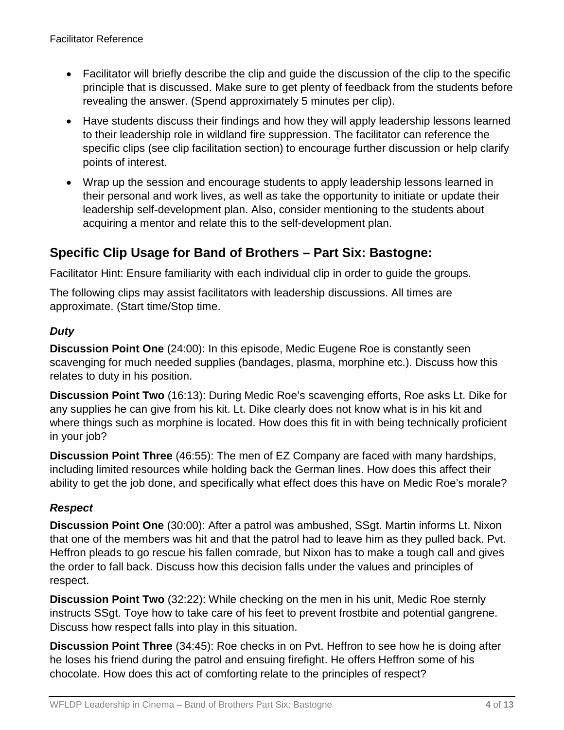- Facilitator will briefly describe the clip and guide the discussion of the clip to the specific principle that is discussed. Make sure to get plenty of feedback from the students before revealing the answer. (Spend approximately 5 minutes per clip).
- Have students discuss their findings and how they will apply leadership lessons learned to their leadership role in wildland fire suppression. The facilitator can reference the specific clips (see clip facilitation section) to encourage further discussion or help clarify points of interest.
- Wrap up the session and encourage students to apply leadership lessons learned in their personal and work lives, as well as take the opportunity to initiate or update their leadership self-development plan. Also, consider mentioning to the students about acquiring a mentor and relate this to the self-development plan.

## Specific Clip Usage for Band of Brothers – Part Six: Bastogne:

Facilitator Hint: Ensure familiarity with each individual clip in order to guide the groups.

The following clips may assist facilitators with leadership discussions. All times are approximate. (Start time/Stop time.

### *Duty*

**Discussion Point One** (24:00): In this episode, Medic Eugene Roe is constantly seen scavenging for much needed supplies (bandages, plasma, morphine etc.). Discuss how this relates to duty in his position.

**Discussion Point Two** (16:13): During Medic Roe's scavenging efforts, Roe asks Lt. Dike for any supplies he can give from his kit. Lt. Dike clearly does not know what is in his kit and where things such as morphine is located. How does this fit in with being technically proficient in your job?

**Discussion Point Three** (46:55): The men of EZ Company are faced with many hardships, including limited resources while holding back the German lines. How does this affect their ability to get the job done, and specifically what effect does this have on Medic Roe's morale?

### *Respect*

**Discussion Point One** (30:00): After a patrol was ambushed, SSgt. Martin informs Lt. Nixon that one of the members was hit and that the patrol had to leave him as they pulled back. Pvt. Heffron pleads to go rescue his fallen comrade, but Nixon has to make a tough call and gives the order to fall back. Discuss how this decision falls under the values and principles of respect.

**Discussion Point Two** (32:22): While checking on the men in his unit, Medic Roe sternly instructs SSgt. Toye how to take care of his feet to prevent frostbite and potential gangrene. Discuss how respect falls into play in this situation.

**Discussion Point Three** (34:45): Roe checks in on Pvt. Heffron to see how he is doing after he loses his friend during the patrol and ensuing firefight. He offers Heffron some of his chocolate. How does this act of comforting relate to the principles of respect?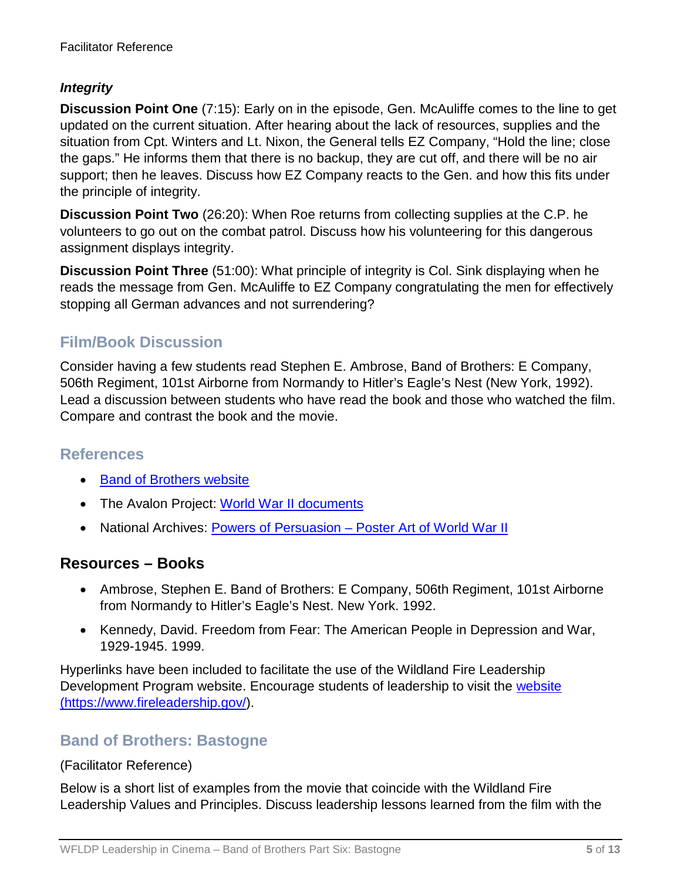### *Integrity*

**Discussion Point One** (7:15): Early on in the episode, Gen. McAuliffe comes to the line to get updated on the current situation. After hearing about the lack of resources, supplies and the situation from Cpt. Winters and Lt. Nixon, the General tells EZ Company, "Hold the line; close the gaps." He informs them that there is no backup, they are cut off, and there will be no air support; then he leaves. Discuss how EZ Company reacts to the Gen. and how this fits under the principle of integrity.

**Discussion Point Two** (26:20): When Roe returns from collecting supplies at the C.P. he volunteers to go out on the combat patrol. Discuss how his volunteering for this dangerous assignment displays integrity.

**Discussion Point Three** (51:00): What principle of integrity is Col. Sink displaying when he reads the message from Gen. McAuliffe to EZ Company congratulating the men for effectively stopping all German advances and not surrendering?

## Film/Book Discussion

Consider having a few students read Stephen E. Ambrose, Band of Brothers: E Company, 506th Regiment, 101st Airborne from Normandy to Hitler's Eagle's Nest (New York, 1992). Lead a discussion between students who have read the book and those who watched the film. Compare and contrast the book and the movie.

## References

- [Band of Brothers website]()
- The Avalon Project: [World War II documents]()
- National Archives: [Powers of Persuasion – Poster Art of World War II]()

## Resources – Books

- Ambrose, Stephen E. Band of Brothers: E Company, 506th Regiment, 101st Airborne from Normandy to Hitler's Eagle's Nest. New York. 1992.
- Kennedy, David. Freedom from Fear: The American People in Depression and War, 1929-1945. 1999.

Hyperlinks have been included to facilitate the use of the Wildland Fire Leadership Development Program website. Encourage students of leadership to visit the [website (https://www.fireleadership.gov/)](https://www.fireleadership.gov/).

## Band of Brothers: Bastogne

(Facilitator Reference)

Below is a short list of examples from the movie that coincide with the Wildland Fire Leadership Values and Principles. Discuss leadership lessons learned from the film with the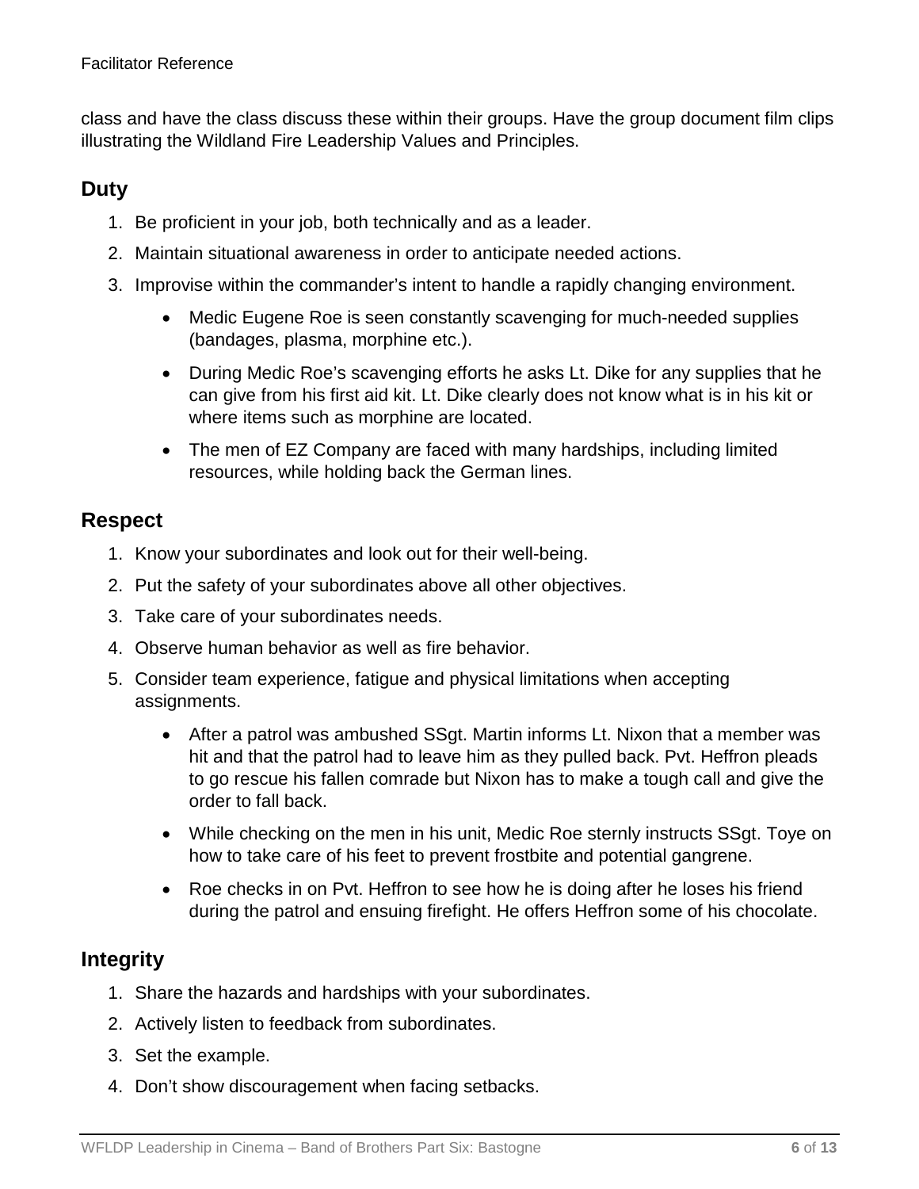class and have the class discuss these within their groups. Have the group document film clips illustrating the Wildland Fire Leadership Values and Principles.

## Duty

1. Be proficient in your job, both technically and as a leader.
2. Maintain situational awareness in order to anticipate needed actions.
3. Improvise within the commander's intent to handle a rapidly changing environment.
    - Medic Eugene Roe is seen constantly scavenging for much-needed supplies (bandages, plasma, morphine etc.).
    - During Medic Roe's scavenging efforts he asks Lt. Dike for any supplies that he can give from his first aid kit. Lt. Dike clearly does not know what is in his kit or where items such as morphine are located.
    - The men of EZ Company are faced with many hardships, including limited resources, while holding back the German lines.

## Respect

1. Know your subordinates and look out for their well-being.
2. Put the safety of your subordinates above all other objectives.
3. Take care of your subordinates needs.
4. Observe human behavior as well as fire behavior.
5. Consider team experience, fatigue and physical limitations when accepting assignments.
    - After a patrol was ambushed SSgt. Martin informs Lt. Nixon that a member was hit and that the patrol had to leave him as they pulled back. Pvt. Heffron pleads to go rescue his fallen comrade but Nixon has to make a tough call and give the order to fall back.
    - While checking on the men in his unit, Medic Roe sternly instructs SSgt. Toye on how to take care of his feet to prevent frostbite and potential gangrene.
    - Roe checks in on Pvt. Heffron to see how he is doing after he loses his friend during the patrol and ensuing firefight. He offers Heffron some of his chocolate.

## Integrity

1. Share the hazards and hardships with your subordinates.
2. Actively listen to feedback from subordinates.
3. Set the example.
4. Don't show discouragement when facing setbacks.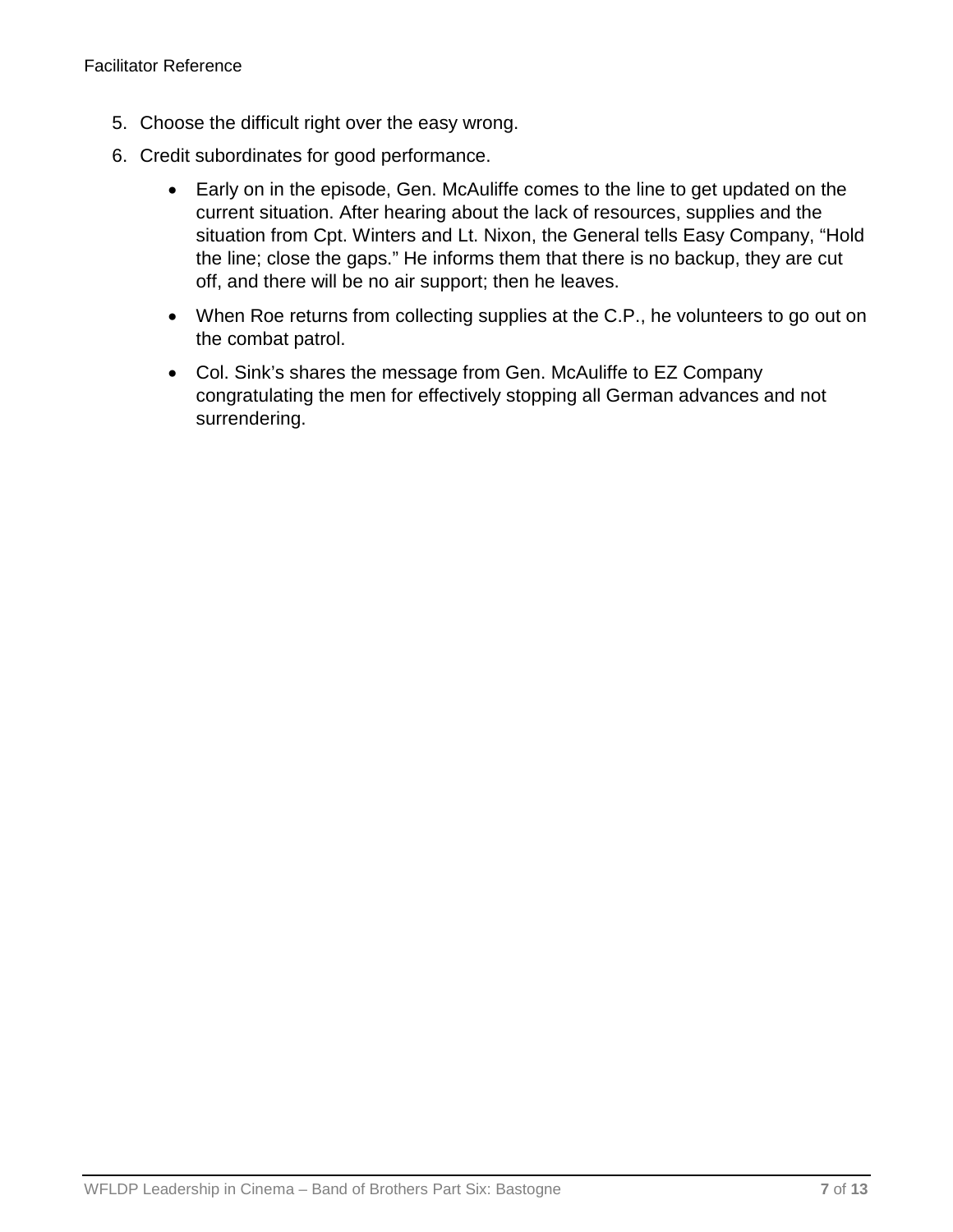5. Choose the difficult right over the easy wrong.
6. Credit subordinates for good performance.
   - Early on in the episode, Gen. McAuliffe comes to the line to get updated on the current situation. After hearing about the lack of resources, supplies and the situation from Cpt. Winters and Lt. Nixon, the General tells Easy Company, “Hold the line; close the gaps.” He informs them that there is no backup, they are cut off, and there will be no air support; then he leaves.
   - When Roe returns from collecting supplies at the C.P., he volunteers to go out on the combat patrol.
   - Col. Sink’s shares the message from Gen. McAuliffe to EZ Company congratulating the men for effectively stopping all German advances and not surrendering.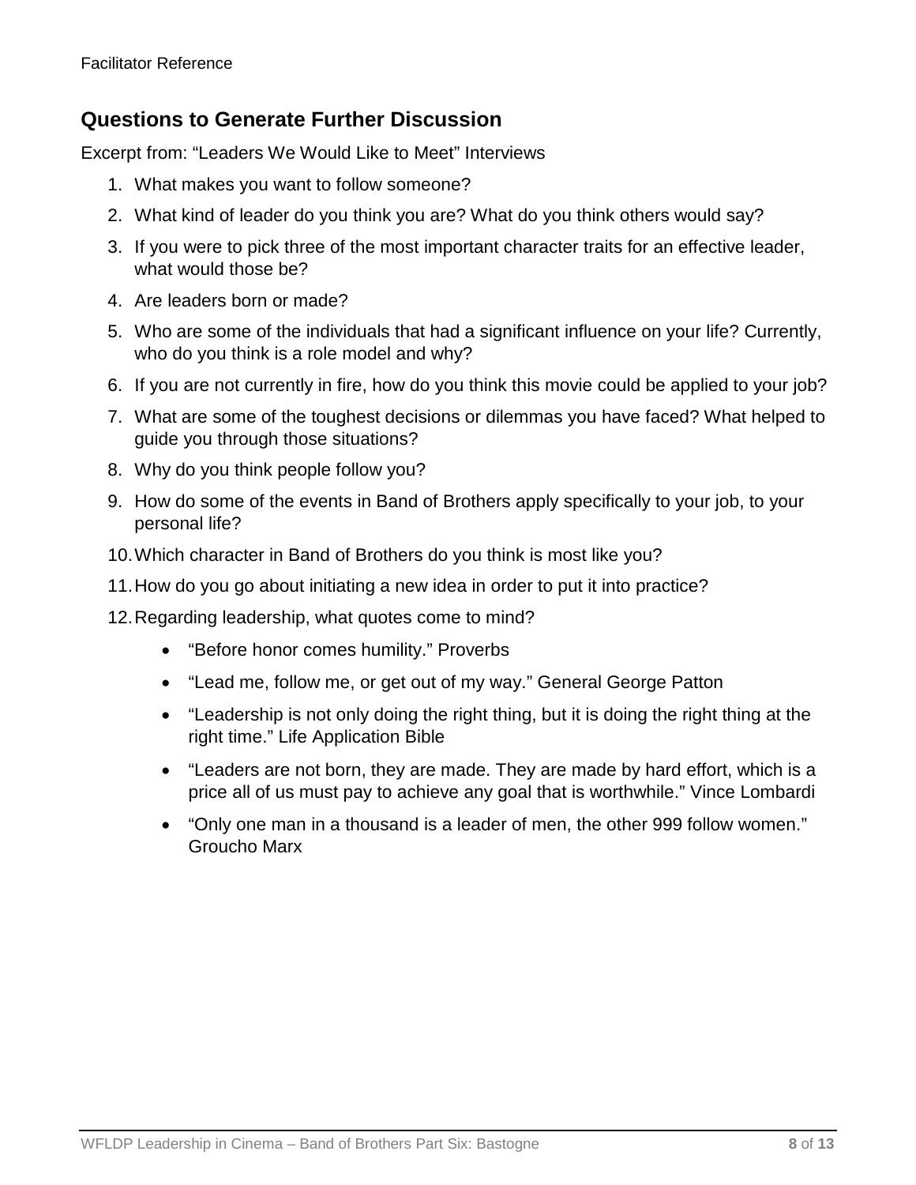## Questions to Generate Further Discussion

Excerpt from: "Leaders We Would Like to Meet" Interviews

1. What makes you want to follow someone?
2. What kind of leader do you think you are? What do you think others would say?
3. If you were to pick three of the most important character traits for an effective leader, what would those be?
4. Are leaders born or made?
5. Who are some of the individuals that had a significant influence on your life? Currently, who do you think is a role model and why?
6. If you are not currently in fire, how do you think this movie could be applied to your job?
7. What are some of the toughest decisions or dilemmas you have faced? What helped to guide you through those situations?
8. Why do you think people follow you?
9. How do some of the events in Band of Brothers apply specifically to your job, to your personal life?
10. Which character in Band of Brothers do you think is most like you?
11. How do you go about initiating a new idea in order to put it into practice?
12. Regarding leadership, what quotes come to mind?
    - "Before honor comes humility." Proverbs
    - "Lead me, follow me, or get out of my way." General George Patton
    - "Leadership is not only doing the right thing, but it is doing the right thing at the right time." Life Application Bible
    - "Leaders are not born, they are made. They are made by hard effort, which is a price all of us must pay to achieve any goal that is worthwhile." Vince Lombardi
    - "Only one man in a thousand is a leader of men, the other 999 follow women." Groucho Marx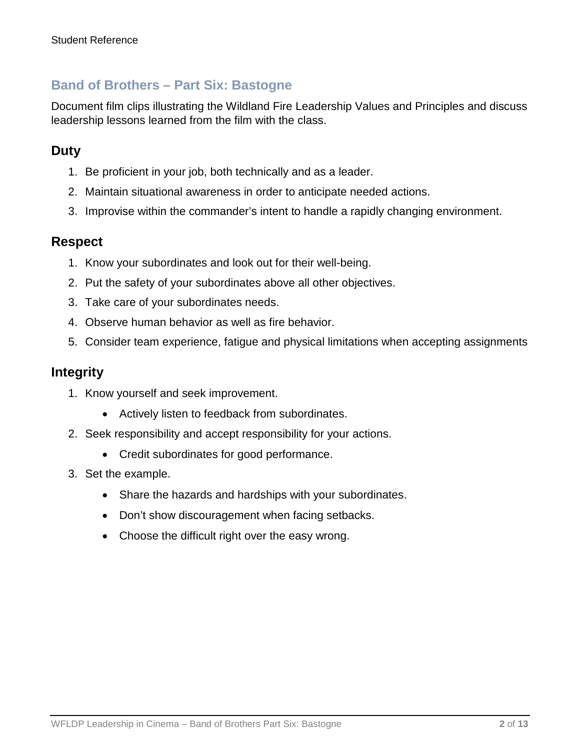## Band of Brothers – Part Six: Bastogne

Document film clips illustrating the Wildland Fire Leadership Values and Principles and discuss leadership lessons learned from the film with the class.

### Duty

1. Be proficient in your job, both technically and as a leader.
2. Maintain situational awareness in order to anticipate needed actions.
3. Improvise within the commander's intent to handle a rapidly changing environment.

### Respect

1. Know your subordinates and look out for their well-being.
2. Put the safety of your subordinates above all other objectives.
3. Take care of your subordinates needs.
4. Observe human behavior as well as fire behavior.
5. Consider team experience, fatigue and physical limitations when accepting assignments

### Integrity

1. Know yourself and seek improvement.
   - Actively listen to feedback from subordinates.
2. Seek responsibility and accept responsibility for your actions.
   - Credit subordinates for good performance.
3. Set the example.
   - Share the hazards and hardships with your subordinates.
   - Don't show discouragement when facing setbacks.
   - Choose the difficult right over the easy wrong.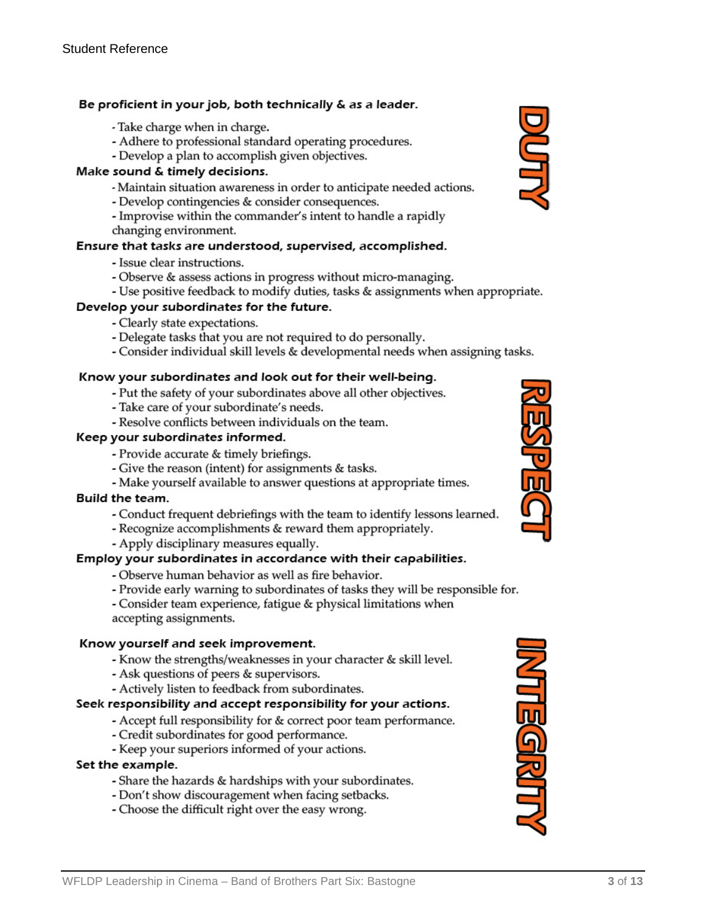## DUTY

**Be proficient in your job, both technically & as a leader.**

- Take charge when in charge.
- Adhere to professional standard operating procedures.
- Develop a plan to accomplish given objectives.

**Make sound & timely decisions.**

- Maintain situation awareness in order to anticipate needed actions.
- Develop contingencies & consider consequences.
- Improvise within the commander's intent to handle a rapidly changing environment.

**Ensure that tasks are understood, supervised, accomplished.**

- Issue clear instructions.
- Observe & assess actions in progress without micro-managing.
- Use positive feedback to modify duties, tasks & assignments when appropriate.

**Develop your subordinates for the future.**

- Clearly state expectations.
- Delegate tasks that you are not required to do personally.
- Consider individual skill levels & developmental needs when assigning tasks.

## RESPECT

**Know your subordinates and look out for their well-being.**

- Put the safety of your subordinates above all other objectives.
- Take care of your subordinate's needs.
- Resolve conflicts between individuals on the team.

**Keep your subordinates informed.**

- Provide accurate & timely briefings.
- Give the reason (intent) for assignments & tasks.
- Make yourself available to answer questions at appropriate times.

**Build the team.**

- Conduct frequent debriefings with the team to identify lessons learned.
- Recognize accomplishments & reward them appropriately.
- Apply disciplinary measures equally.

**Employ your subordinates in accordance with their capabilities.**

- Observe human behavior as well as fire behavior.
- Provide early warning to subordinates of tasks they will be responsible for.
- Consider team experience, fatigue & physical limitations when accepting assignments.

## INTEGRITY

**Know yourself and seek improvement.**

- Know the strengths/weaknesses in your character & skill level.
- Ask questions of peers & supervisors.
- Actively listen to feedback from subordinates.

**Seek responsibility and accept responsibility for your actions.**

- Accept full responsibility for & correct poor team performance.
- Credit subordinates for good performance.
- Keep your superiors informed of your actions.

**Set the example.**

- Share the hazards & hardships with your subordinates.
- Don't show discouragement when facing setbacks.
- Choose the difficult right over the easy wrong.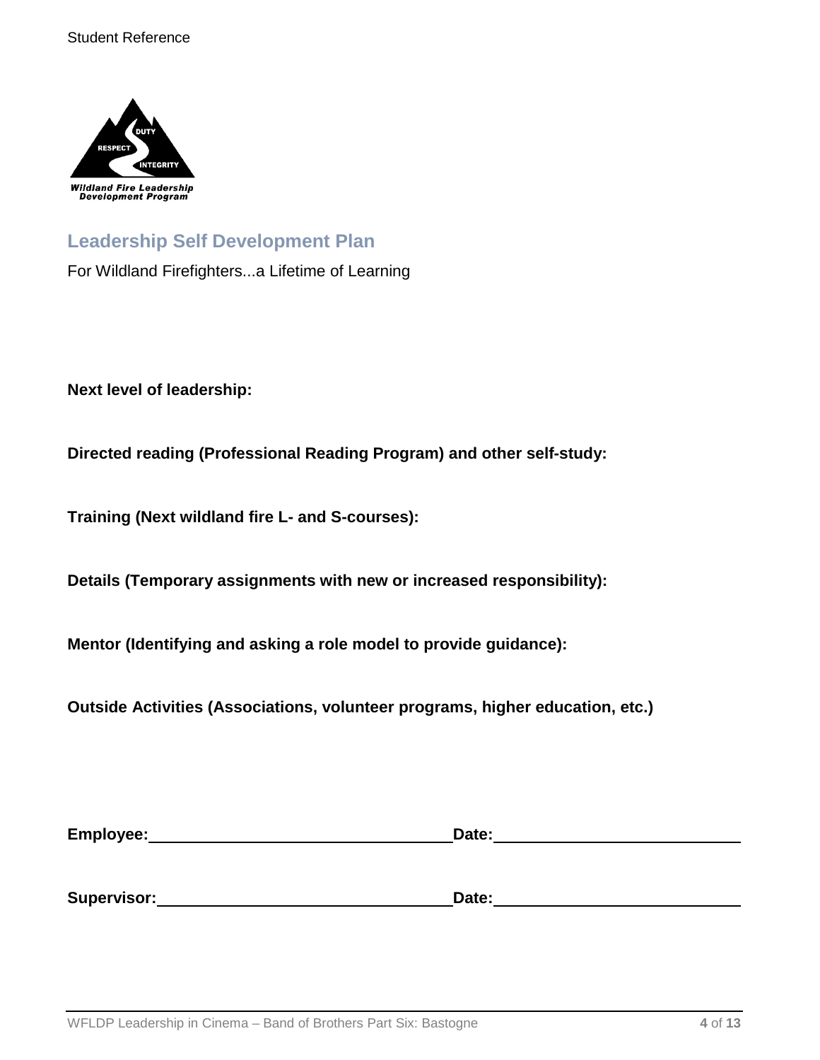Student Reference

## Leadership Self Development Plan

For Wildland Firefighters...a Lifetime of Learning

**Next level of leadership:**

**Directed reading (Professional Reading Program) and other self-study:**

**Training (Next wildland fire L- and S-courses):**

**Details (Temporary assignments with new or increased responsibility):**

**Mentor (Identifying and asking a role model to provide guidance):**

**Outside Activities (Associations, volunteer programs, higher education, etc.)**

**Employee:** ______________________ **Date:** ______________________

**Supervisor:** ______________________ **Date:** ______________________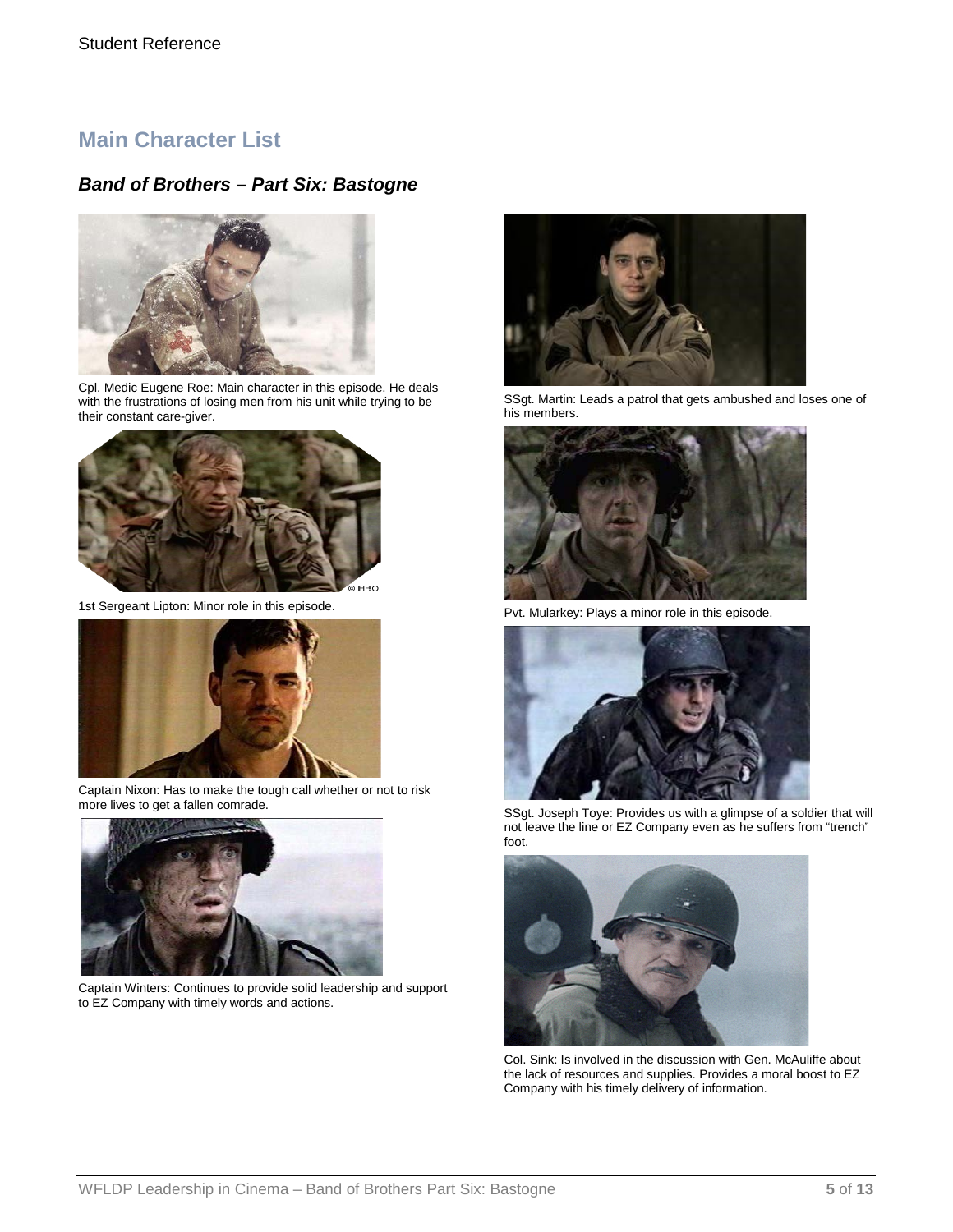Student Reference

## Main Character List

### *Band of Brothers – Part Six: Bastogne*

Cpl. Medic Eugene Roe: Main character in this episode. He deals with the frustrations of losing men from his unit while trying to be their constant care-giver.

1st Sergeant Lipton: Minor role in this episode.

Captain Nixon: Has to make the tough call whether or not to risk more lives to get a fallen comrade.

Captain Winters: Continues to provide solid leadership and support to EZ Company with timely words and actions.

SSgt. Martin: Leads a patrol that gets ambushed and loses one of his members.

Pvt. Mularkey: Plays a minor role in this episode.

SSgt. Joseph Toye: Provides us with a glimpse of a soldier that will not leave the line or EZ Company even as he suffers from "trench" foot.

Col. Sink: Is involved in the discussion with Gen. McAuliffe about the lack of resources and supplies. Provides a moral boost to EZ Company with his timely delivery of information.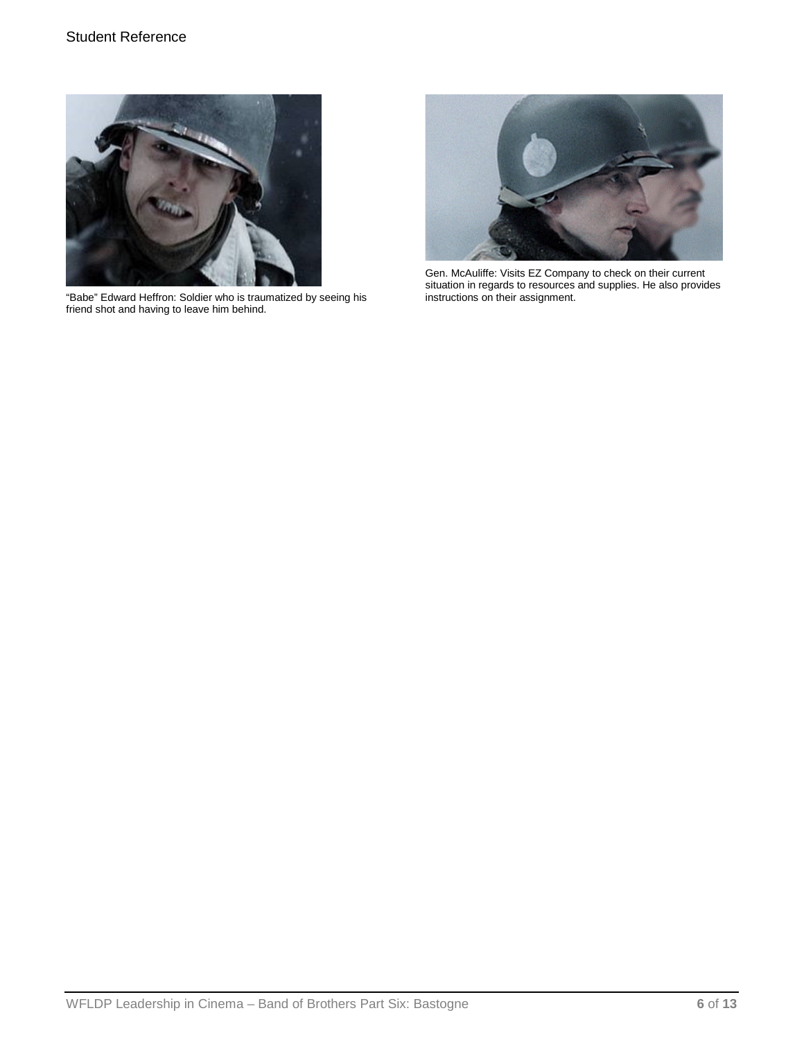“Babe” Edward Heffron: Soldier who is traumatized by seeing his friend shot and having to leave him behind.

Gen. McAuliffe: Visits EZ Company to check on their current situation in regards to resources and supplies. He also provides instructions on their assignment.